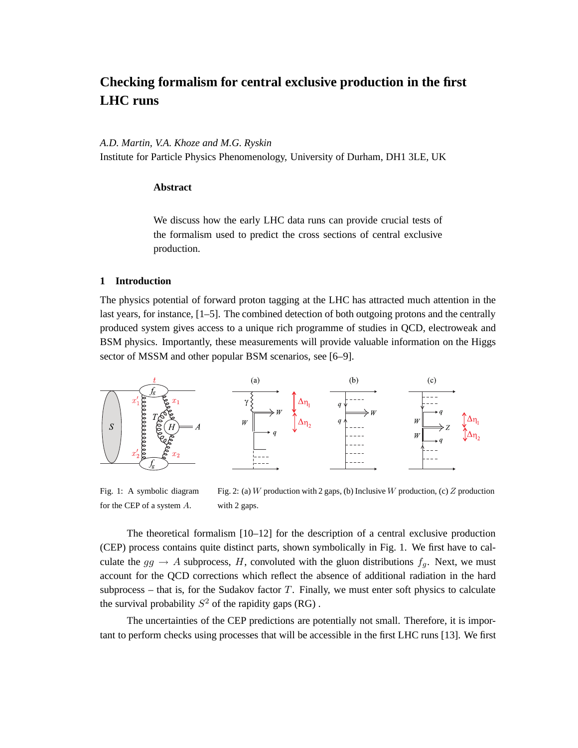# Checking formalism for central exclusive production in the first LHC runs

*A.D. Martin, V.A. Khoze and M.G. Ryskin*
Institute for Particle Physics Phenomenology, University of Durham, DH1 3LE, UK

### Abstract

We discuss how the early LHC data runs can provide crucial tests of the formalism used to predict the cross sections of central exclusive production.

## 1 Introduction

The physics potential of forward proton tagging at the LHC has attracted much attention in the last years, for instance, [1–5]. The combined detection of both outgoing protons and the centrally produced system gives access to a unique rich programme of studies in QCD, electroweak and BSM physics. Importantly, these measurements will provide valuable information on the Higgs sector of MSSM and other popular BSM scenarios, see [6–9].

Fig. 1: A symbolic diagram for the CEP of a system $A$.

Fig. 2: (a) $W$ production with 2 gaps, (b) Inclusive $W$ production, (c) $Z$ production with 2 gaps.

The theoretical formalism [10–12] for the description of a central exclusive production (CEP) process contains quite distinct parts, shown symbolically in Fig. 1. We first have to calculate the $gg \to A$ subprocess, $H$, convoluted with the gluon distributions $f_g$. Next, we must account for the QCD corrections which reflect the absence of additional radiation in the hard subprocess – that is, for the Sudakov factor $T$. Finally, we must enter soft physics to calculate the survival probability $S^2$ of the rapidity gaps (RG) .

The uncertainties of the CEP predictions are potentially not small. Therefore, it is important to perform checks using processes that will be accessible in the first LHC runs [13]. We first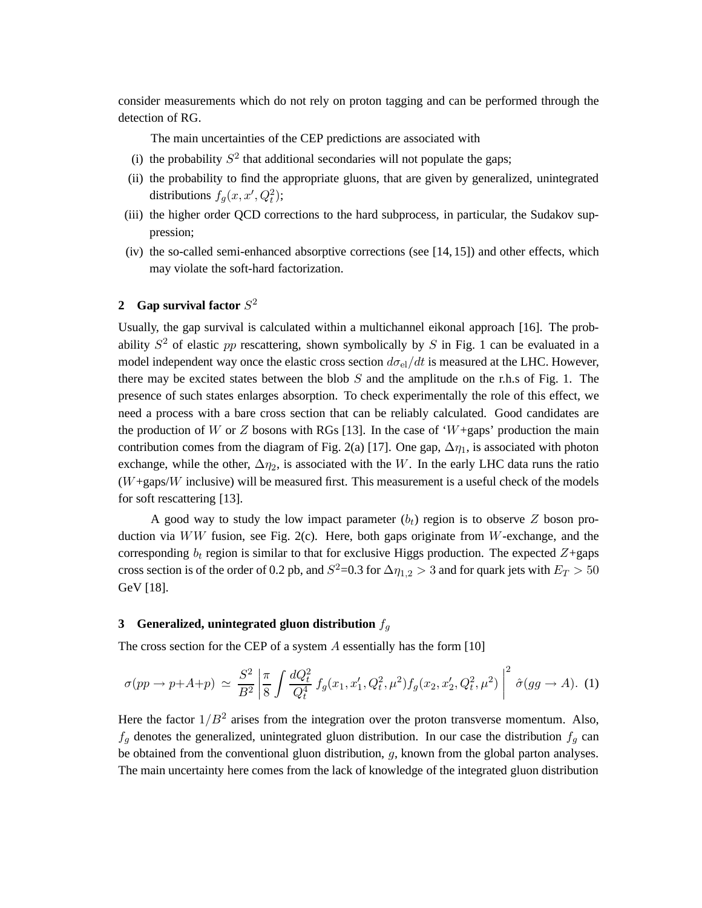consider measurements which do not rely on proton tagging and can be performed through the detection of RG.

The main uncertainties of the CEP predictions are associated with

(i) the probability $S^2$ that additional secondaries will not populate the gaps;

(ii) the probability to find the appropriate gluons, that are given by generalized, unintegrated distributions $f_g(x, x', Q_t^2)$;

(iii) the higher order QCD corrections to the hard subprocess, in particular, the Sudakov suppression;

(iv) the so-called semi-enhanced absorptive corrections (see [14, 15]) and other effects, which may violate the soft-hard factorization.

## 2 Gap survival factor $S^2$

Usually, the gap survival is calculated within a multichannel eikonal approach [16]. The probability $S^2$ of elastic $pp$ rescattering, shown symbolically by $S$ in Fig. 1 can be evaluated in a model independent way once the elastic cross section $d\sigma_{\rm el}/dt$ is measured at the LHC. However, there may be excited states between the blob $S$ and the amplitude on the r.h.s of Fig. 1. The presence of such states enlarges absorption. To check experimentally the role of this effect, we need a process with a bare cross section that can be reliably calculated. Good candidates are the production of $W$ or $Z$ bosons with RGs [13]. In the case of '$W$+gaps' production the main contribution comes from the diagram of Fig. 2(a) [17]. One gap, $\Delta\eta_1$, is associated with photon exchange, while the other, $\Delta\eta_2$, is associated with the $W$. In the early LHC data runs the ratio ($W$+gaps/$W$ inclusive) will be measured first. This measurement is a useful check of the models for soft rescattering [13].

A good way to study the low impact parameter ($b_t$) region is to observe $Z$ boson production via $WW$ fusion, see Fig. 2(c). Here, both gaps originate from $W$-exchange, and the corresponding $b_t$ region is similar to that for exclusive Higgs production. The expected $Z$+gaps cross section is of the order of 0.2 pb, and $S^2$=0.3 for $\Delta\eta_{1,2} > 3$ and for quark jets with $E_T > 50$ GeV [18].

## 3 Generalized, unintegrated gluon distribution $f_g$

The cross section for the CEP of a system $A$ essentially has the form [10]

$$\sigma(pp \to p{+}A{+}p) \simeq \frac{S^2}{B^2} \left| \frac{\pi}{8} \int \frac{dQ_t^2}{Q_t^4} \, f_g(x_1, x_1', Q_t^2, \mu^2) f_g(x_2, x_2', Q_t^2, \mu^2) \right|^2 \hat{\sigma}(gg \to A). \quad (1)$$

Here the factor $1/B^2$ arises from the integration over the proton transverse momentum. Also, $f_g$ denotes the generalized, unintegrated gluon distribution. In our case the distribution $f_g$ can be obtained from the conventional gluon distribution, $g$, known from the global parton analyses. The main uncertainty here comes from the lack of knowledge of the integrated gluon distribution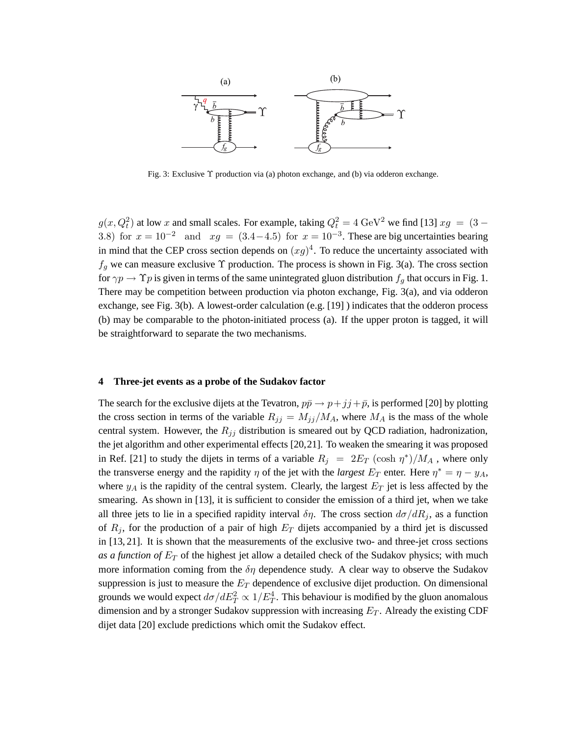Fig. 3: Exclusive $\Upsilon$ production via (a) photon exchange, and (b) via odderon exchange.

$g(x, Q_t^2)$ at low $x$ and small scales. For example, taking $Q_t^2 = 4\ \mathrm{GeV}^2$ we find [13] $xg = (3-3.8)$ for $x = 10^{-2}$ and $xg = (3.4-4.5)$ for $x = 10^{-3}$. These are big uncertainties bearing in mind that the CEP cross section depends on $(xg)^4$. To reduce the uncertainty associated with $f_g$ we can measure exclusive $\Upsilon$ production. The process is shown in Fig. 3(a). The cross section for $\gamma p \to \Upsilon p$ is given in terms of the same unintegrated gluon distribution $f_g$ that occurs in Fig. 1. There may be competition between production via photon exchange, Fig. 3(a), and via odderon exchange, see Fig. 3(b). A lowest-order calculation (e.g. [19] ) indicates that the odderon process (b) may be comparable to the photon-initiated process (a). If the upper proton is tagged, it will be straightforward to separate the two mechanisms.

## 4 Three-jet events as a probe of the Sudakov factor

The search for the exclusive dijets at the Tevatron, $p\bar{p} \to p + jj + \bar{p}$, is performed [20] by plotting the cross section in terms of the variable $R_{jj} = M_{jj}/M_A$, where $M_A$ is the mass of the whole central system. However, the $R_{jj}$ distribution is smeared out by QCD radiation, hadronization, the jet algorithm and other experimental effects [20,21]. To weaken the smearing it was proposed in Ref. [21] to study the dijets in terms of a variable $R_j = 2E_T\ (\cosh \eta^*)/M_A$ , where only the transverse energy and the rapidity $\eta$ of the jet with the *largest* $E_T$ enter. Here $\eta^* = \eta - y_A$, where $y_A$ is the rapidity of the central system. Clearly, the largest $E_T$ jet is less affected by the smearing. As shown in [13], it is sufficient to consider the emission of a third jet, when we take all three jets to lie in a specified rapidity interval $\delta\eta$. The cross section $d\sigma/dR_j$, as a function of $R_j$, for the production of a pair of high $E_T$ dijets accompanied by a third jet is discussed in [13, 21]. It is shown that the measurements of the exclusive two- and three-jet cross sections *as a function of* $E_T$ of the highest jet allow a detailed check of the Sudakov physics; with much more information coming from the $\delta\eta$ dependence study. A clear way to observe the Sudakov suppression is just to measure the $E_T$ dependence of exclusive dijet production. On dimensional grounds we would expect $d\sigma/dE_T^2 \propto 1/E_T^4$. This behaviour is modified by the gluon anomalous dimension and by a stronger Sudakov suppression with increasing $E_T$. Already the existing CDF dijet data [20] exclude predictions which omit the Sudakov effect.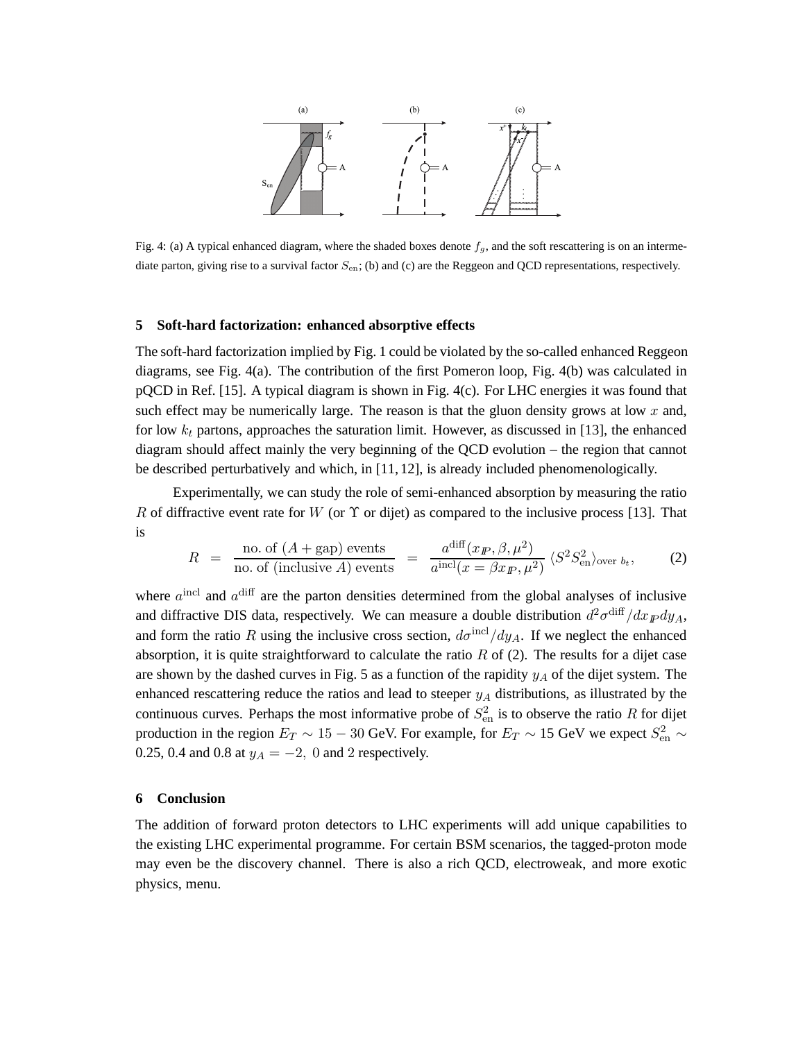Fig. 4: (a) A typical enhanced diagram, where the shaded boxes denote $f_g$, and the soft rescattering is on an intermediate parton, giving rise to a survival factor $S_{\rm en}$; (b) and (c) are the Reggeon and QCD representations, respectively.

## 5 Soft-hard factorization: enhanced absorptive effects

The soft-hard factorization implied by Fig. 1 could be violated by the so-called enhanced Reggeon diagrams, see Fig. 4(a). The contribution of the first Pomeron loop, Fig. 4(b) was calculated in pQCD in Ref. [15]. A typical diagram is shown in Fig. 4(c). For LHC energies it was found that such effect may be numerically large. The reason is that the gluon density grows at low $x$ and, for low $k_t$ partons, approaches the saturation limit. However, as discussed in [13], the enhanced diagram should affect mainly the very beginning of the QCD evolution – the region that cannot be described perturbatively and which, in [11, 12], is already included phenomenologically.

Experimentally, we can study the role of semi-enhanced absorption by measuring the ratio $R$ of diffractive event rate for $W$ (or $\Upsilon$ or dijet) as compared to the inclusive process [13]. That is

$$R \;=\; \frac{\text{no. of } (A+\text{gap}) \text{ events}}{\text{no. of (inclusive } A) \text{ events}} \;=\; \frac{a^{\rm diff}(x_{I\!P},\beta,\mu^2)}{a^{\rm incl}(x=\beta x_{I\!P},\mu^2)}\,\langle S^2 S^2_{\rm en}\rangle_{\text{over } b_t}, \tag{2}$$

where $a^{\rm incl}$ and $a^{\rm diff}$ are the parton densities determined from the global analyses of inclusive and diffractive DIS data, respectively. We can measure a double distribution $d^2\sigma^{\rm diff}/dx_{I\!P}dy_A$, and form the ratio $R$ using the inclusive cross section, $d\sigma^{\rm incl}/dy_A$. If we neglect the enhanced absorption, it is quite straightforward to calculate the ratio $R$ of (2). The results for a dijet case are shown by the dashed curves in Fig. 5 as a function of the rapidity $y_A$ of the dijet system. The enhanced rescattering reduce the ratios and lead to steeper $y_A$ distributions, as illustrated by the continuous curves. Perhaps the most informative probe of $S^2_{\rm en}$ is to observe the ratio $R$ for dijet production in the region $E_T \sim 15-30$ GeV. For example, for $E_T \sim 15$ GeV we expect $S^2_{\rm en} \sim$ 0.25, 0.4 and 0.8 at $y_A = -2,\ 0$ and 2 respectively.

## 6 Conclusion

The addition of forward proton detectors to LHC experiments will add unique capabilities to the existing LHC experimental programme. For certain BSM scenarios, the tagged-proton mode may even be the discovery channel. There is also a rich QCD, electroweak, and more exotic physics, menu.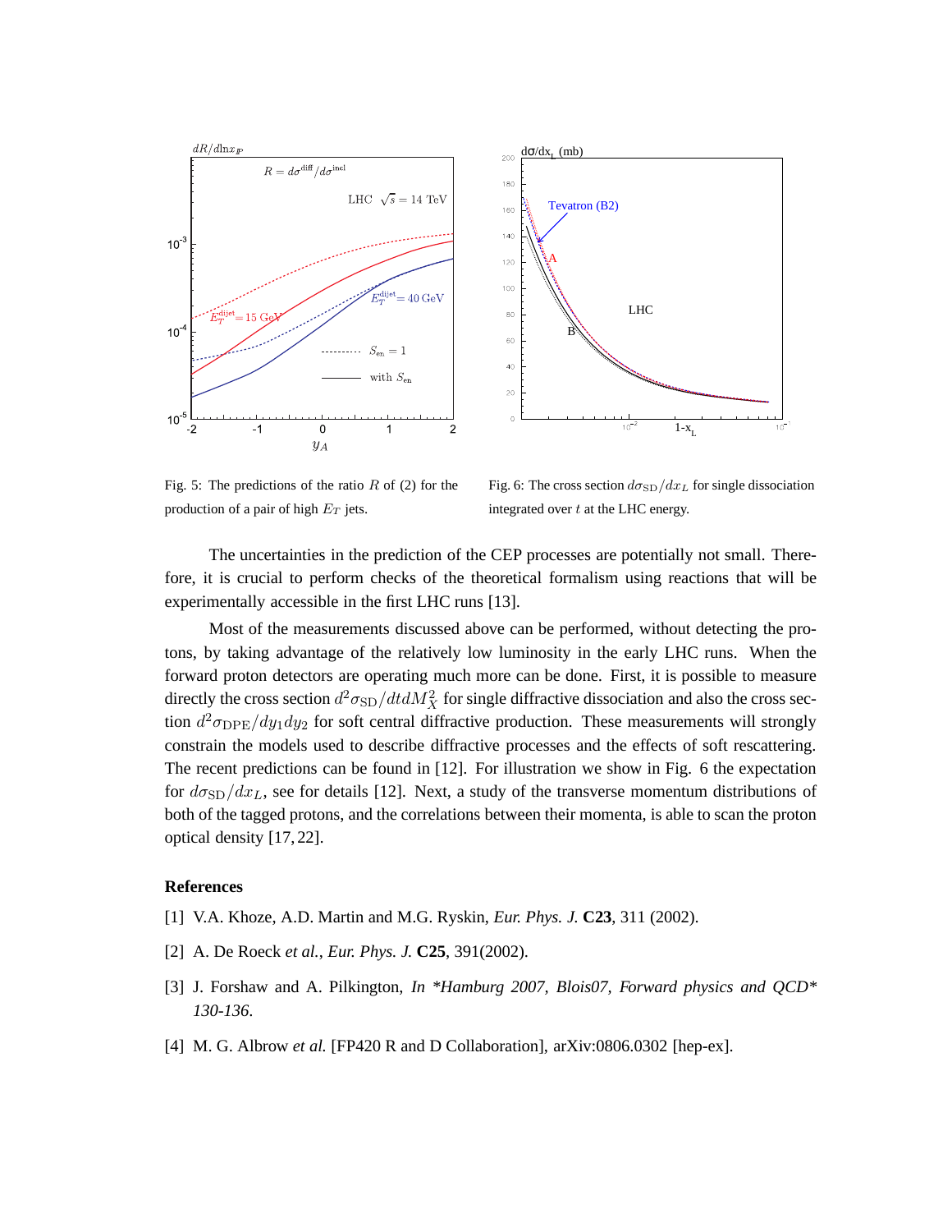Fig. 5: The predictions of the ratio $R$ of (2) for the production of a pair of high $E_T$ jets.

Fig. 6: The cross section $d\sigma_{\rm SD}/dx_L$ for single dissociation integrated over $t$ at the LHC energy.

The uncertainties in the prediction of the CEP processes are potentially not small. Therefore, it is crucial to perform checks of the theoretical formalism using reactions that will be experimentally accessible in the first LHC runs [13].

Most of the measurements discussed above can be performed, without detecting the protons, by taking advantage of the relatively low luminosity in the early LHC runs. When the forward proton detectors are operating much more can be done. First, it is possible to measure directly the cross section $d^2\sigma_{\rm SD}/dtdM_X^2$ for single diffractive dissociation and also the cross section $d^2\sigma_{\rm DPE}/dy_1dy_2$ for soft central diffractive production. These measurements will strongly constrain the models used to describe diffractive processes and the effects of soft rescattering. The recent predictions can be found in [12]. For illustration we show in Fig. 6 the expectation for $d\sigma_{\rm SD}/dx_L$, see for details [12]. Next, a study of the transverse momentum distributions of both of the tagged protons, and the correlations between their momenta, is able to scan the proton optical density [17, 22].

## References

[1] V.A. Khoze, A.D. Martin and M.G. Ryskin, *Eur. Phys. J.* **C23**, 311 (2002).

[2] A. De Roeck *et al.*, *Eur. Phys. J.* **C25**, 391(2002).

[3] J. Forshaw and A. Pilkington, *In *Hamburg 2007, Blois07, Forward physics and QCD* 130-136*.

[4] M. G. Albrow *et al.* [FP420 R and D Collaboration], arXiv:0806.0302 [hep-ex].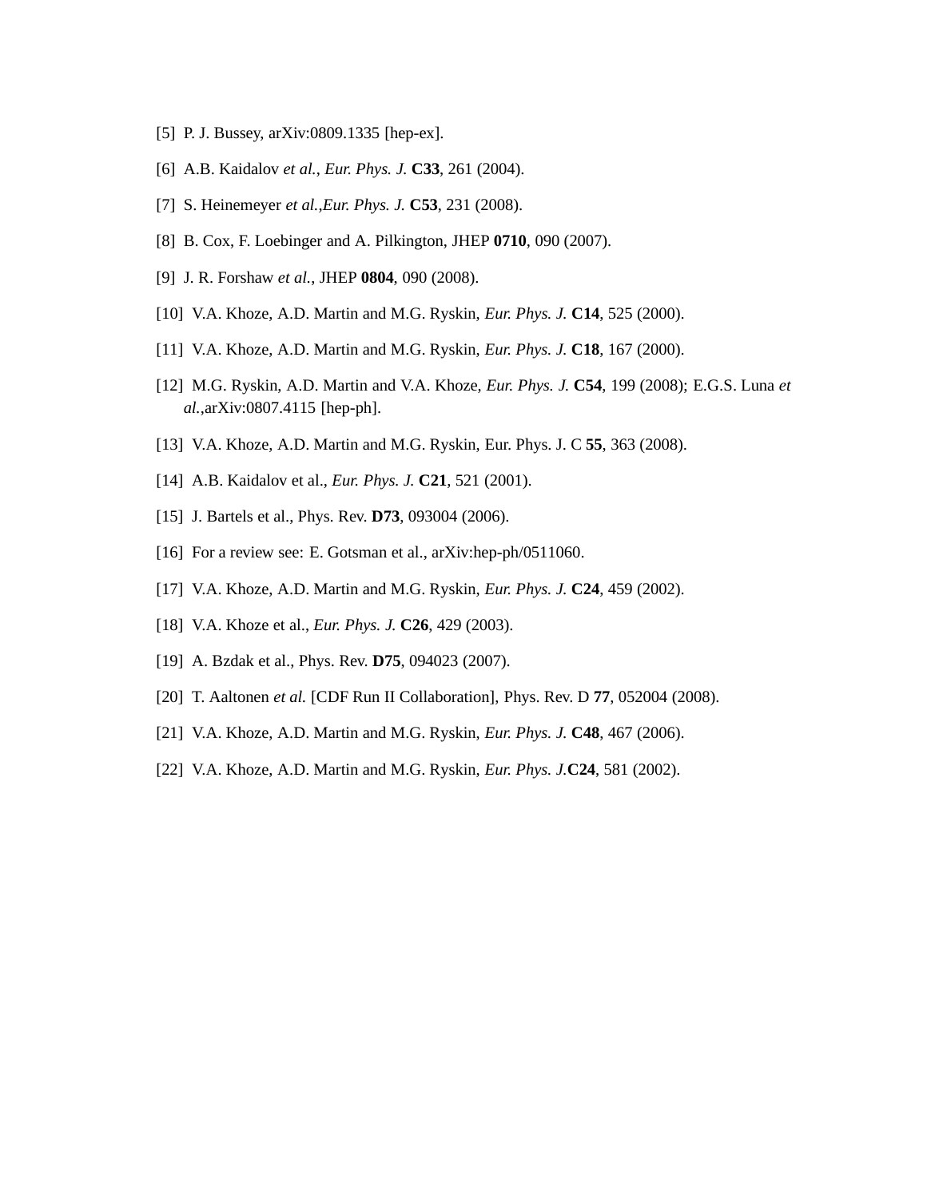[5] P. J. Bussey, arXiv:0809.1335 [hep-ex].

[6] A.B. Kaidalov *et al.*, *Eur. Phys. J.* **C33**, 261 (2004).

[7] S. Heinemeyer *et al.*,*Eur. Phys. J.* **C53**, 231 (2008).

[8] B. Cox, F. Loebinger and A. Pilkington, JHEP **0710**, 090 (2007).

[9] J. R. Forshaw *et al.*, JHEP **0804**, 090 (2008).

[10] V.A. Khoze, A.D. Martin and M.G. Ryskin, *Eur. Phys. J.* **C14**, 525 (2000).

[11] V.A. Khoze, A.D. Martin and M.G. Ryskin, *Eur. Phys. J.* **C18**, 167 (2000).

[12] M.G. Ryskin, A.D. Martin and V.A. Khoze, *Eur. Phys. J.* **C54**, 199 (2008); E.G.S. Luna *et al.*,arXiv:0807.4115 [hep-ph].

[13] V.A. Khoze, A.D. Martin and M.G. Ryskin, Eur. Phys. J. C **55**, 363 (2008).

[14] A.B. Kaidalov et al., *Eur. Phys. J.* **C21**, 521 (2001).

[15] J. Bartels et al., Phys. Rev. **D73**, 093004 (2006).

[16] For a review see: E. Gotsman et al., arXiv:hep-ph/0511060.

[17] V.A. Khoze, A.D. Martin and M.G. Ryskin, *Eur. Phys. J.* **C24**, 459 (2002).

[18] V.A. Khoze et al., *Eur. Phys. J.* **C26**, 429 (2003).

[19] A. Bzdak et al., Phys. Rev. **D75**, 094023 (2007).

[20] T. Aaltonen *et al.* [CDF Run II Collaboration], Phys. Rev. D **77**, 052004 (2008).

[21] V.A. Khoze, A.D. Martin and M.G. Ryskin, *Eur. Phys. J.* **C48**, 467 (2006).

[22] V.A. Khoze, A.D. Martin and M.G. Ryskin, *Eur. Phys. J.***C24**, 581 (2002).